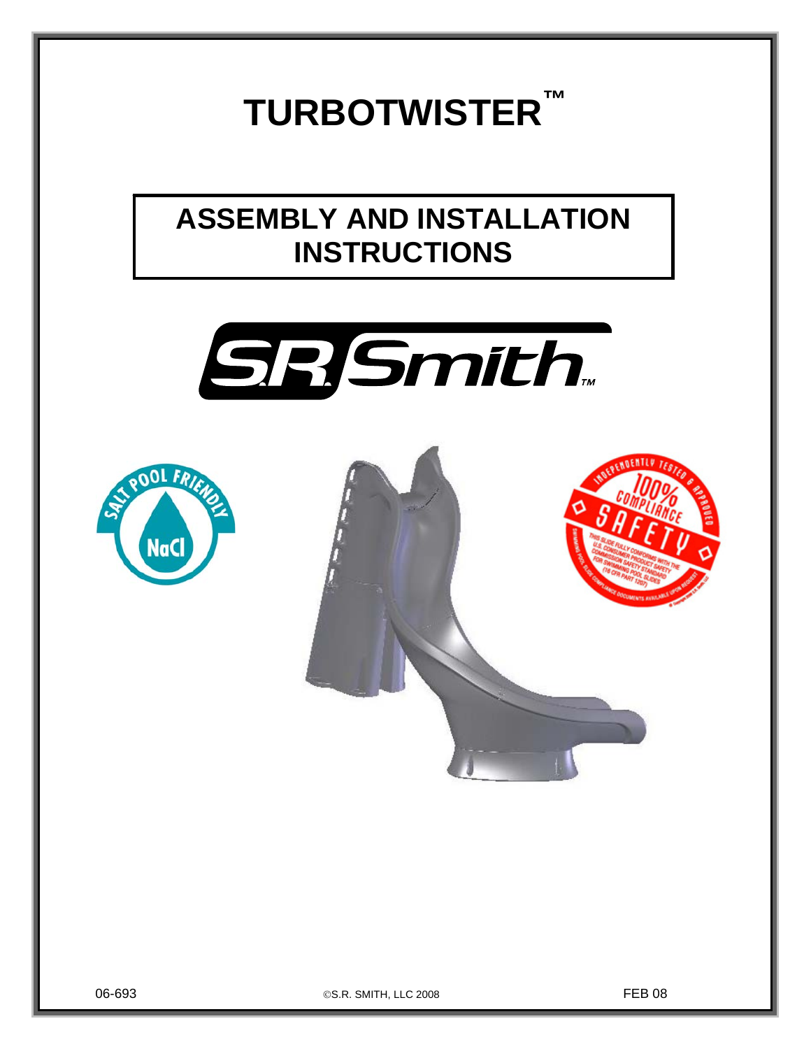# TURBOTWISTER™

## ASSEMBLY AND INSTALLATION INSTRUCTIONS

06-693 ©S.R. SMITH, LLC 2008 FEB 08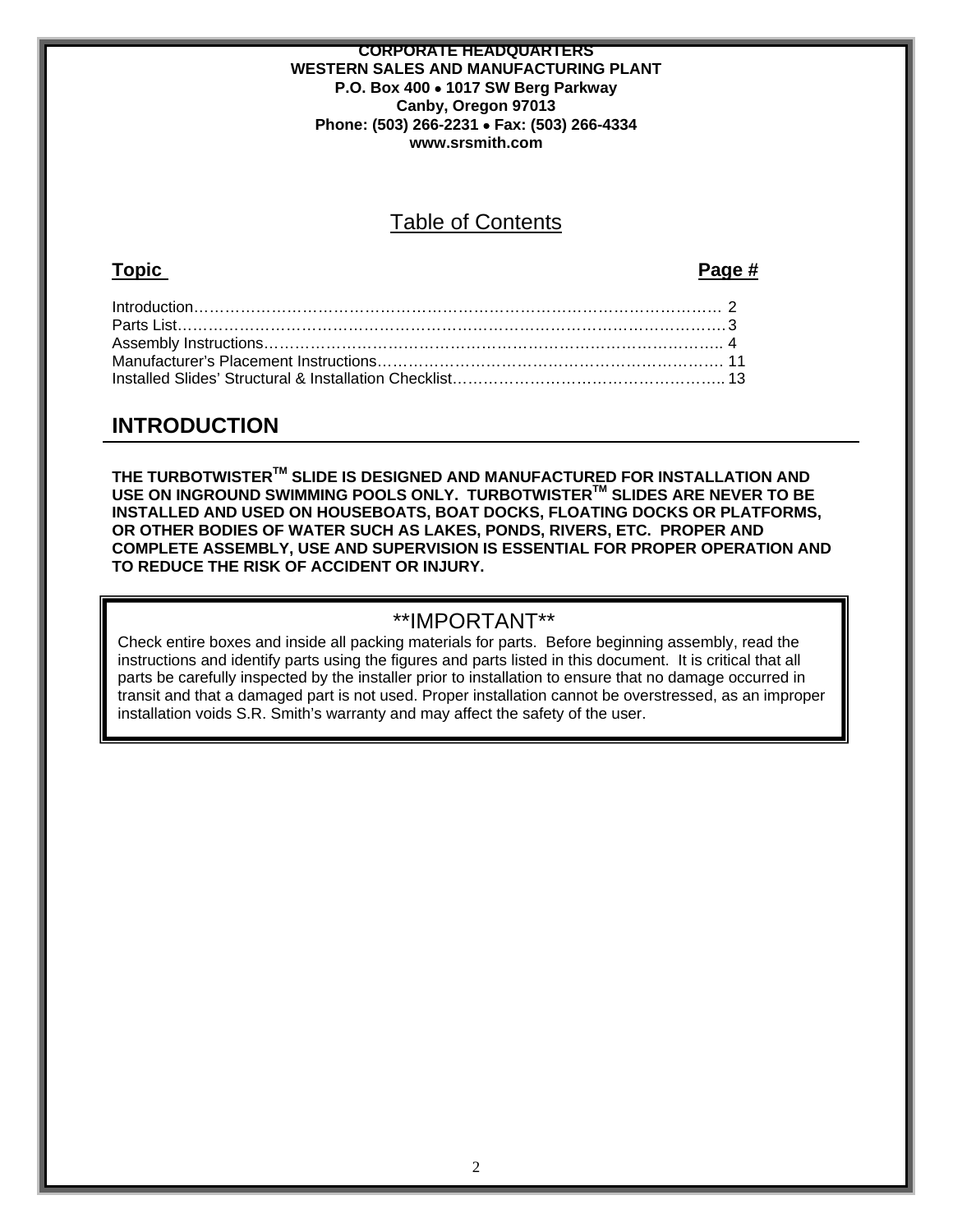**CORPORATE HEADQUARTERS**
**WESTERN SALES AND MANUFACTURING PLANT**
**P.O. Box 400 • 1017 SW Berg Parkway**
**Canby, Oregon 97013**
**Phone: (503) 266-2231 • Fax: (503) 266-4334**
**www.srsmith.com**

# Table of Contents

| Topic | Page # |
|---|---|
| Introduction | 2 |
| Parts List | 3 |
| Assembly Instructions | 4 |
| Manufacturer's Placement Instructions | 11 |
| Installed Slides' Structural & Installation Checklist | 13 |

## INTRODUCTION

**THE TURBOTWISTER™ SLIDE IS DESIGNED AND MANUFACTURED FOR INSTALLATION AND USE ON INGROUND SWIMMING POOLS ONLY. TURBOTWISTER™ SLIDES ARE NEVER TO BE INSTALLED AND USED ON HOUSEBOATS, BOAT DOCKS, FLOATING DOCKS OR PLATFORMS, OR OTHER BODIES OF WATER SUCH AS LAKES, PONDS, RIVERS, ETC. PROPER AND COMPLETE ASSEMBLY, USE AND SUPERVISION IS ESSENTIAL FOR PROPER OPERATION AND TO REDUCE THE RISK OF ACCIDENT OR INJURY.**

> **\*\*IMPORTANT\*\***
>
> Check entire boxes and inside all packing materials for parts. Before beginning assembly, read the instructions and identify parts using the figures and parts listed in this document. It is critical that all parts be carefully inspected by the installer prior to installation to ensure that no damage occurred in transit and that a damaged part is not used. Proper installation cannot be overstressed, as an improper installation voids S.R. Smith's warranty and may affect the safety of the user.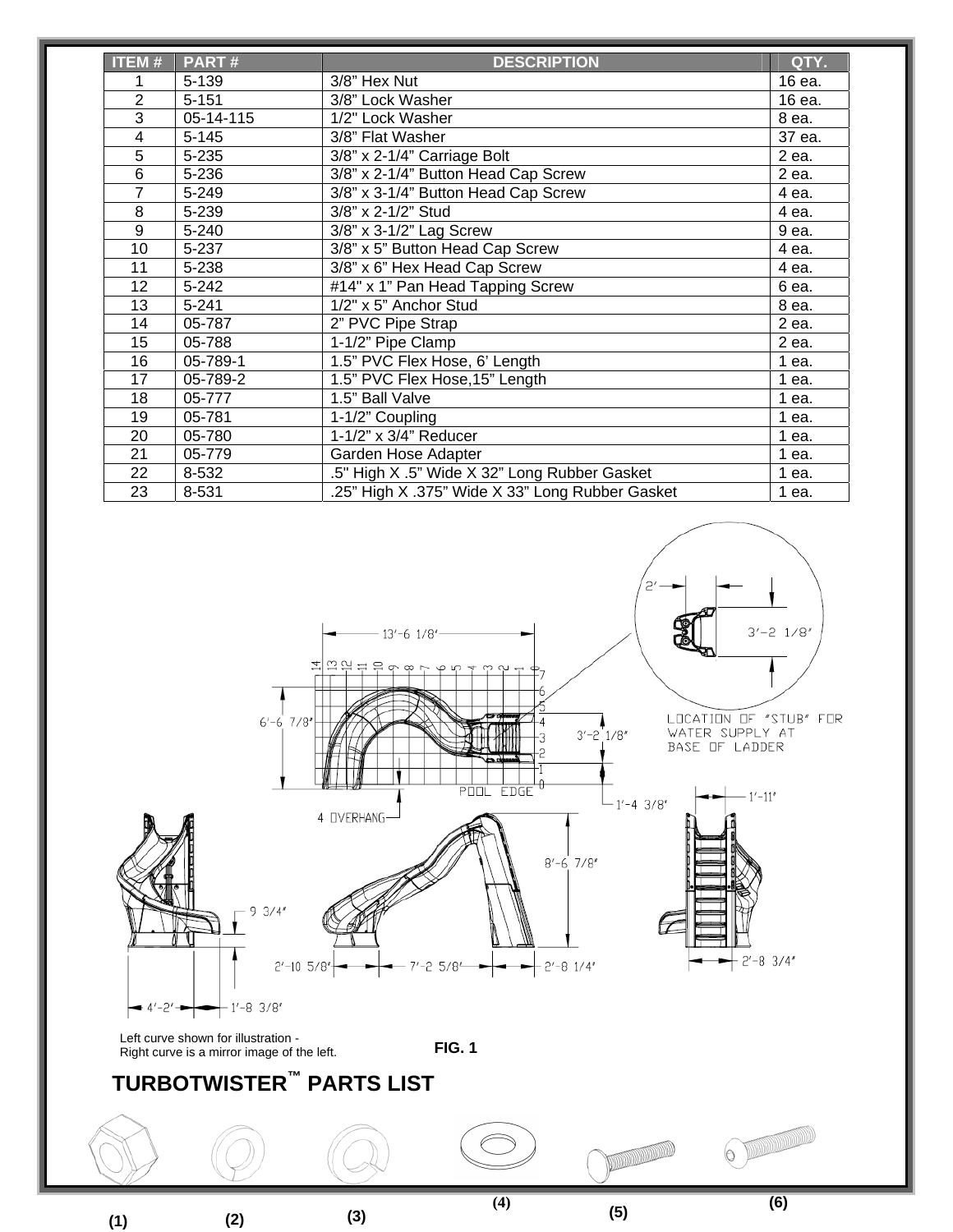| ITEM # | PART # | DESCRIPTION | QTY. |
|---|---|---|---|
| 1 | 5-139 | 3/8" Hex Nut | 16 ea. |
| 2 | 5-151 | 3/8" Lock Washer | 16 ea. |
| 3 | 05-14-115 | 1/2" Lock Washer | 8 ea. |
| 4 | 5-145 | 3/8" Flat Washer | 37 ea. |
| 5 | 5-235 | 3/8" x 2-1/4" Carriage Bolt | 2 ea. |
| 6 | 5-236 | 3/8" x 2-1/4" Button Head Cap Screw | 2 ea. |
| 7 | 5-249 | 3/8" x 3-1/4" Button Head Cap Screw | 4 ea. |
| 8 | 5-239 | 3/8" x 2-1/2" Stud | 4 ea. |
| 9 | 5-240 | 3/8" x 3-1/2" Lag Screw | 9 ea. |
| 10 | 5-237 | 3/8" x 5" Button Head Cap Screw | 4 ea. |
| 11 | 5-238 | 3/8" x 6" Hex Head Cap Screw | 4 ea. |
| 12 | 5-242 | #14" x 1" Pan Head Tapping Screw | 6 ea. |
| 13 | 5-241 | 1/2" x 5" Anchor Stud | 8 ea. |
| 14 | 05-787 | 2" PVC Pipe Strap | 2 ea. |
| 15 | 05-788 | 1-1/2" Pipe Clamp | 2 ea. |
| 16 | 05-789-1 | 1.5" PVC Flex Hose, 6' Length | 1 ea. |
| 17 | 05-789-2 | 1.5" PVC Flex Hose,15" Length | 1 ea. |
| 18 | 05-777 | 1.5" Ball Valve | 1 ea. |
| 19 | 05-781 | 1-1/2" Coupling | 1 ea. |
| 20 | 05-780 | 1-1/2" x 3/4" Reducer | 1 ea. |
| 21 | 05-779 | Garden Hose Adapter | 1 ea. |
| 22 | 8-532 | .5" High X .5" Wide X 32" Long Rubber Gasket | 1 ea. |
| 23 | 8-531 | .25" High X .375" Wide X 33" Long Rubber Gasket | 1 ea. |

13'-6 1/8"

6'-6 7/8"

3'-2 1/8"

2'

LOCATION OF "STUB" FOR WATER SUPPLY AT BASE OF LADDER

POOL EDGE

4 OVERHANG

1'-4 3/8"

1'-11"

9 3/4"

8'-6 7/8"

2'-10 5/8"

7'-2 5/8"

2'-8 1/4"

2'-8 3/4"

4'-2'

1'-8 3/8"

Left curve shown for illustration -
Right curve is a mirror image of the left.

FIG. 1

## TURBOTWISTER™ PARTS LIST

(1) (2) (3) (4) (5) (6)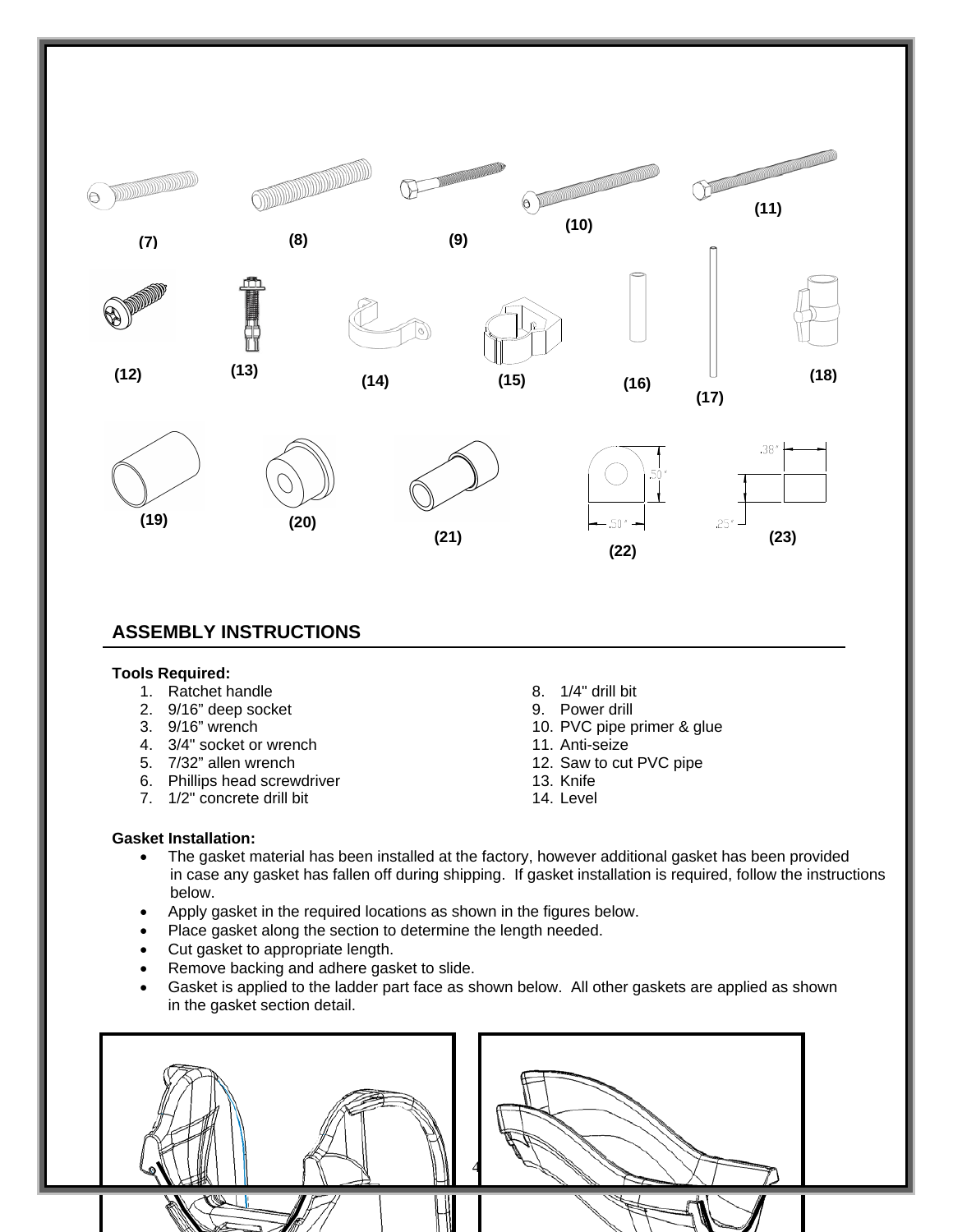(7) (8) (9) (10) (11)

(12) (13) (14) (15) (16) (17) (18)

(19) (20) (21) (22) (23)

## ASSEMBLY INSTRUCTIONS

**Tools Required:**

1. Ratchet handle
2. 9/16" deep socket
3. 9/16" wrench
4. 3/4" socket or wrench
5. 7/32" allen wrench
6. Phillips head screwdriver
7. 1/2" concrete drill bit
8. 1/4" drill bit
9. Power drill
10. PVC pipe primer & glue
11. Anti-seize
12. Saw to cut PVC pipe
13. Knife
14. Level

**Gasket Installation:**

- The gasket material has been installed at the factory, however additional gasket has been provided in case any gasket has fallen off during shipping. If gasket installation is required, follow the instructions below.
- Apply gasket in the required locations as shown in the figures below.
- Place gasket along the section to determine the length needed.
- Cut gasket to appropriate length.
- Remove backing and adhere gasket to slide.
- Gasket is applied to the ladder part face as shown below. All other gaskets are applied as shown in the gasket section detail.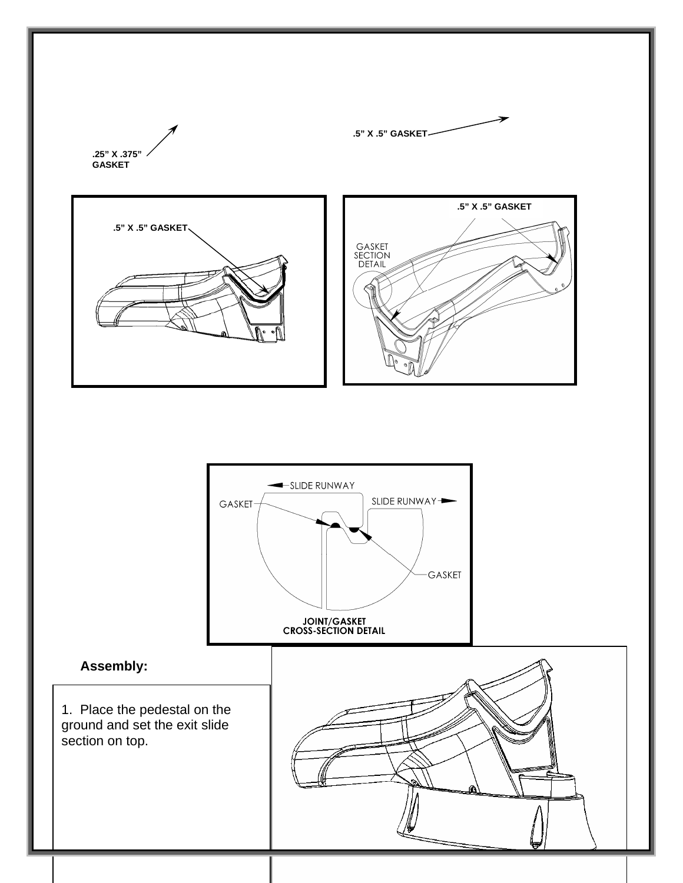.25" X .375" GASKET

.5" X .5" GASKET

.5" X .5" GASKET

.5" X .5" GASKET

GASKET SECTION DETAIL

SLIDE RUNWAY

SLIDE RUNWAY

GASKET

GASKET

JOINT/GASKET CROSS-SECTION DETAIL

**Assembly:**

1. Place the pedestal on the ground and set the exit slide section on top.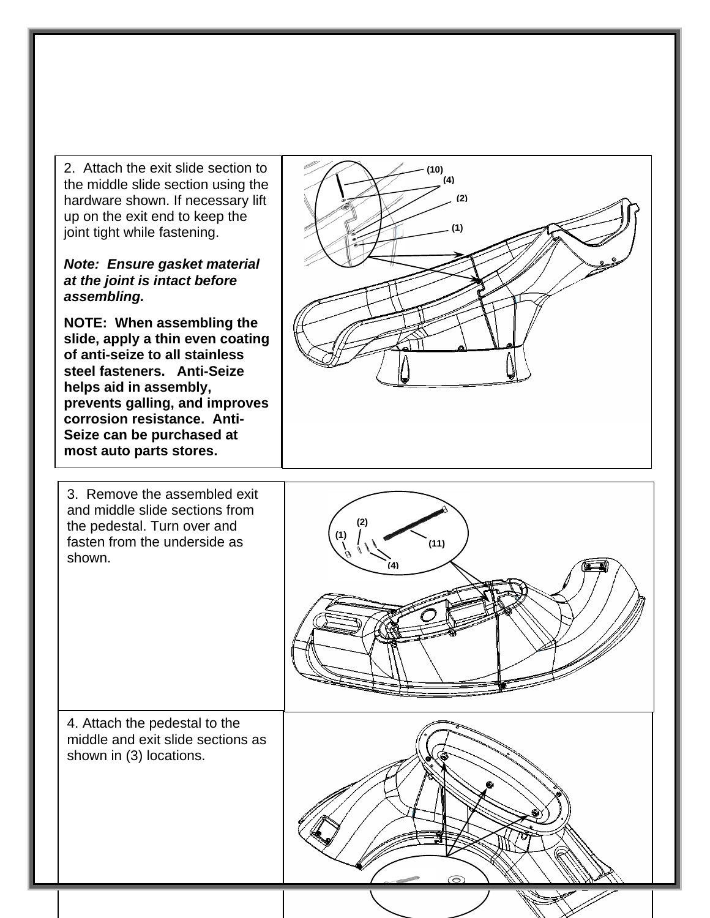2. Attach the exit slide section to the middle slide section using the hardware shown. If necessary lift up on the exit end to keep the joint tight while fastening.

***Note: Ensure gasket material at the joint is intact before assembling.***

**NOTE: When assembling the slide, apply a thin even coating of anti-seize to all stainless steel fasteners. Anti-Seize helps aid in assembly, prevents galling, and improves corrosion resistance. Anti-Seize can be purchased at most auto parts stores.**

(10)
(4)
(2)
(1)

3. Remove the assembled exit and middle slide sections from the pedestal. Turn over and fasten from the underside as shown.

(2)
(1)
(11)
(4)

4. Attach the pedestal to the middle and exit slide sections as shown in (3) locations.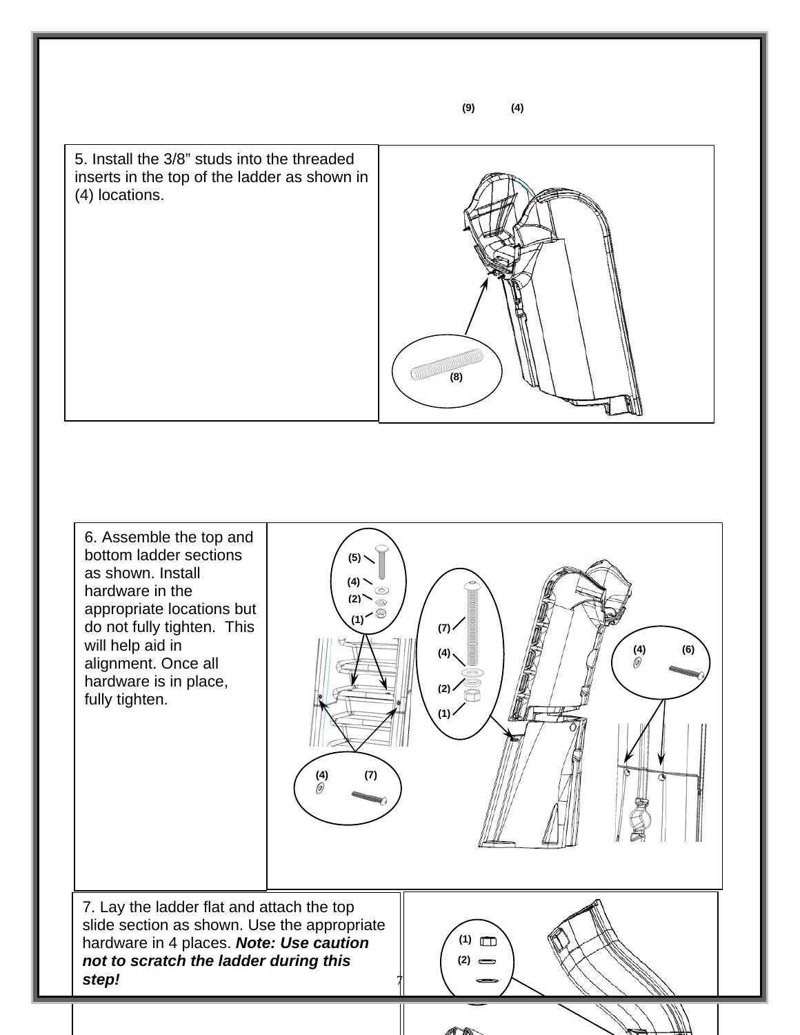(9) (4)

5. Install the 3/8” studs into the threaded inserts in the top of the ladder as shown in (4) locations.

(8)

6. Assemble the top and bottom ladder sections as shown. Install hardware in the appropriate locations but do not fully tighten. This will help aid in alignment. Once all hardware is in place, fully tighten.

(5) (4) (2) (1)

(7) (4) (2) (1)

(4) (6)

(4) (7)

7. Lay the ladder flat and attach the top slide section as shown. Use the appropriate hardware in 4 places. ***Note: Use caution not to scratch the ladder during this step!***

(1) (2)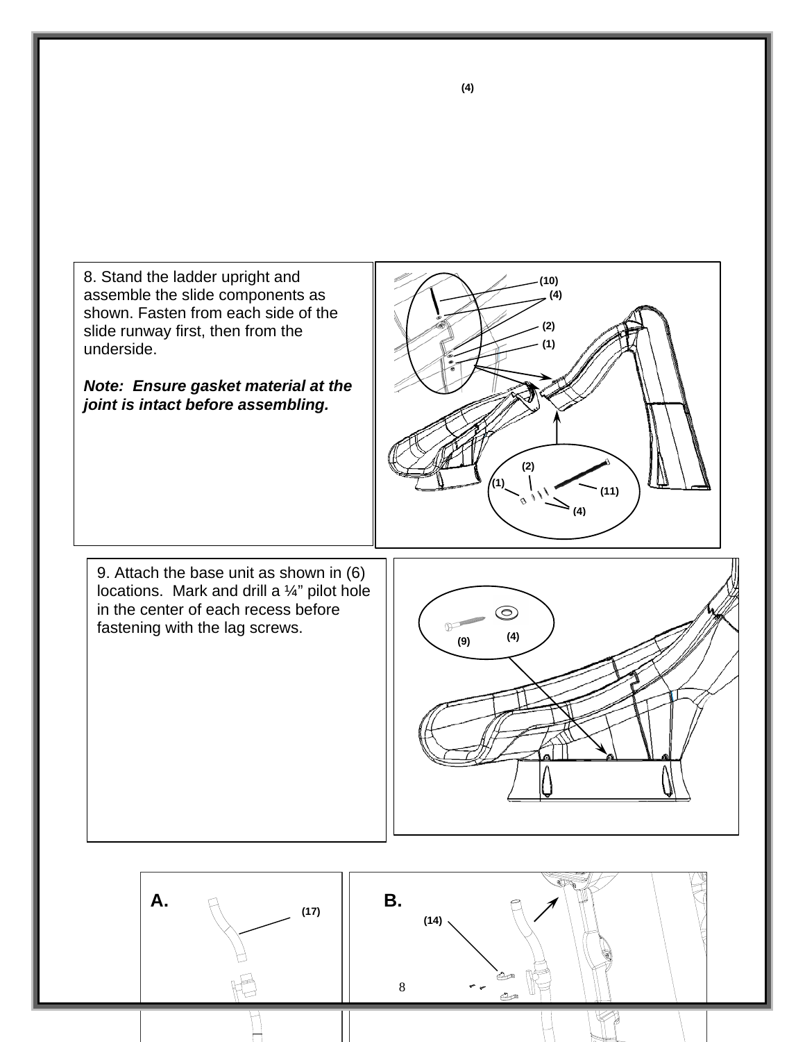8. Stand the ladder upright and assemble the slide components as shown. Fasten from each side of the slide runway first, then from the underside.

***Note: Ensure gasket material at the joint is intact before assembling.***

9. Attach the base unit as shown in (6) locations. Mark and drill a ¼" pilot hole in the center of each recess before fastening with the lag screws.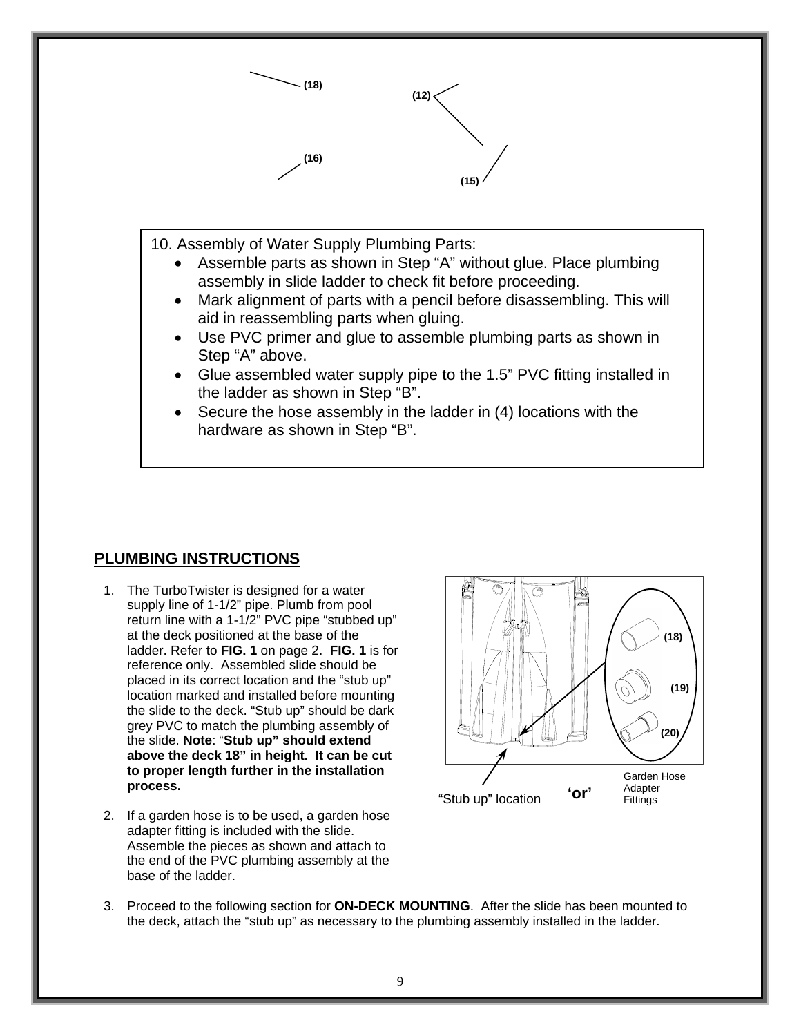(18)

(12)

(16)

(15)

10. Assembly of Water Supply Plumbing Parts:

- Assemble parts as shown in Step "A" without glue. Place plumbing assembly in slide ladder to check fit before proceeding.
- Mark alignment of parts with a pencil before disassembling. This will aid in reassembling parts when gluing.
- Use PVC primer and glue to assemble plumbing parts as shown in Step "A" above.
- Glue assembled water supply pipe to the 1.5" PVC fitting installed in the ladder as shown in Step "B".
- Secure the hose assembly in the ladder in (4) locations with the hardware as shown in Step "B".

## PLUMBING INSTRUCTIONS

1. The TurboTwister is designed for a water supply line of 1-1/2" pipe. Plumb from pool return line with a 1-1/2" PVC pipe "stubbed up" at the deck positioned at the base of the ladder. Refer to **FIG. 1** on page 2. **FIG. 1** is for reference only. Assembled slide should be placed in its correct location and the "stub up" location marked and installed before mounting the slide to the deck. "Stub up" should be dark grey PVC to match the plumbing assembly of the slide. **Note**: "**Stub up" should extend above the deck 18" in height. It can be cut to proper length further in the installation process.**

2. If a garden hose is to be used, a garden hose adapter fitting is included with the slide. Assemble the pieces as shown and attach to the end of the PVC plumbing assembly at the base of the ladder.

(18) (19) (20)

"Stub up" location **'or'** Garden Hose Adapter Fittings

3. Proceed to the following section for **ON-DECK MOUNTING**. After the slide has been mounted to the deck, attach the "stub up" as necessary to the plumbing assembly installed in the ladder.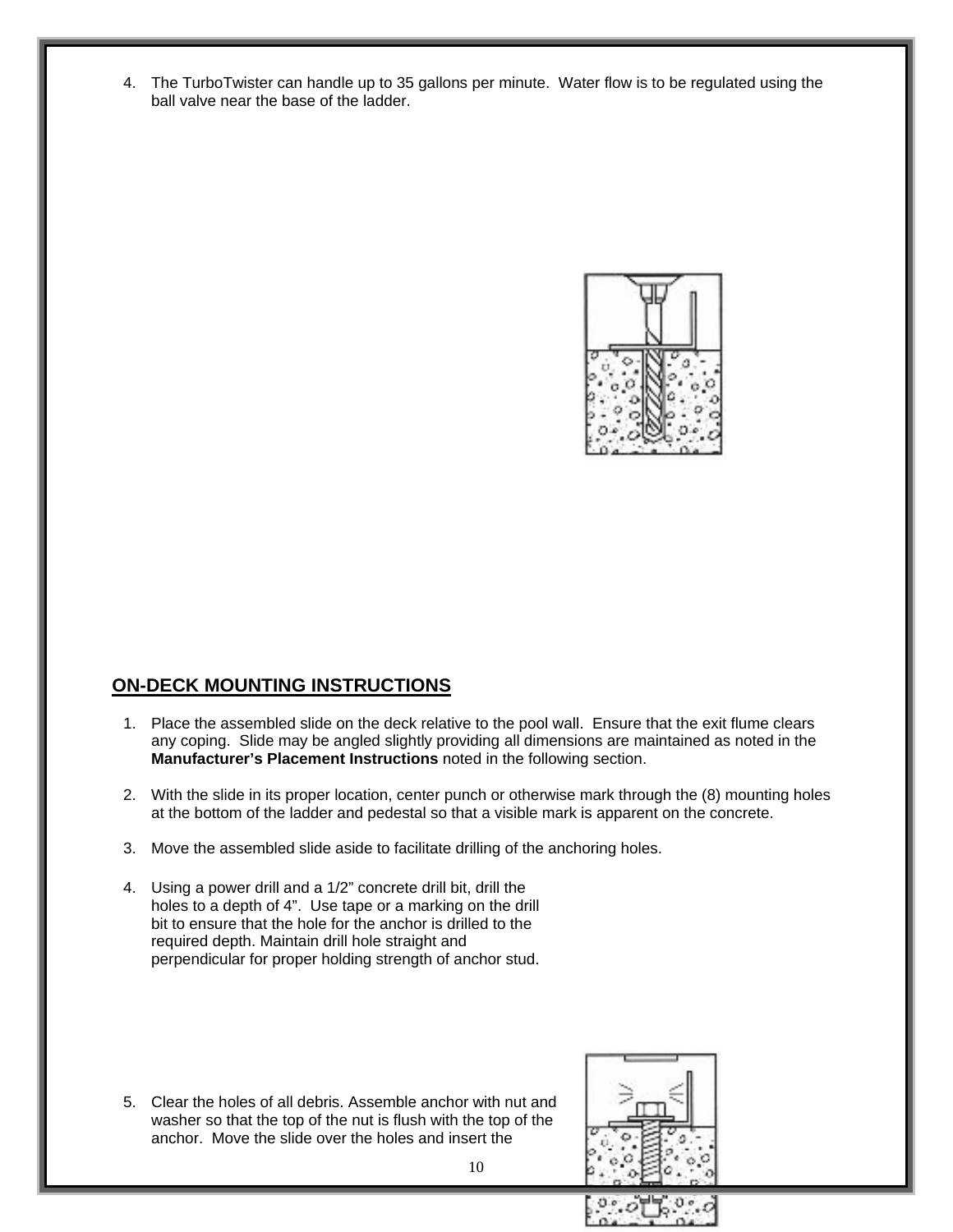4. The TurboTwister can handle up to 35 gallons per minute. Water flow is to be regulated using the ball valve near the base of the ladder.

## ON-DECK MOUNTING INSTRUCTIONS

1. Place the assembled slide on the deck relative to the pool wall. Ensure that the exit flume clears any coping. Slide may be angled slightly providing all dimensions are maintained as noted in the **Manufacturer's Placement Instructions** noted in the following section.

2. With the slide in its proper location, center punch or otherwise mark through the (8) mounting holes at the bottom of the ladder and pedestal so that a visible mark is apparent on the concrete.

3. Move the assembled slide aside to facilitate drilling of the anchoring holes.

4. Using a power drill and a 1/2" concrete drill bit, drill the holes to a depth of 4". Use tape or a marking on the drill bit to ensure that the hole for the anchor is drilled to the required depth. Maintain drill hole straight and perpendicular for proper holding strength of anchor stud.

5. Clear the holes of all debris. Assemble anchor with nut and washer so that the top of the nut is flush with the top of the anchor. Move the slide over the holes and insert the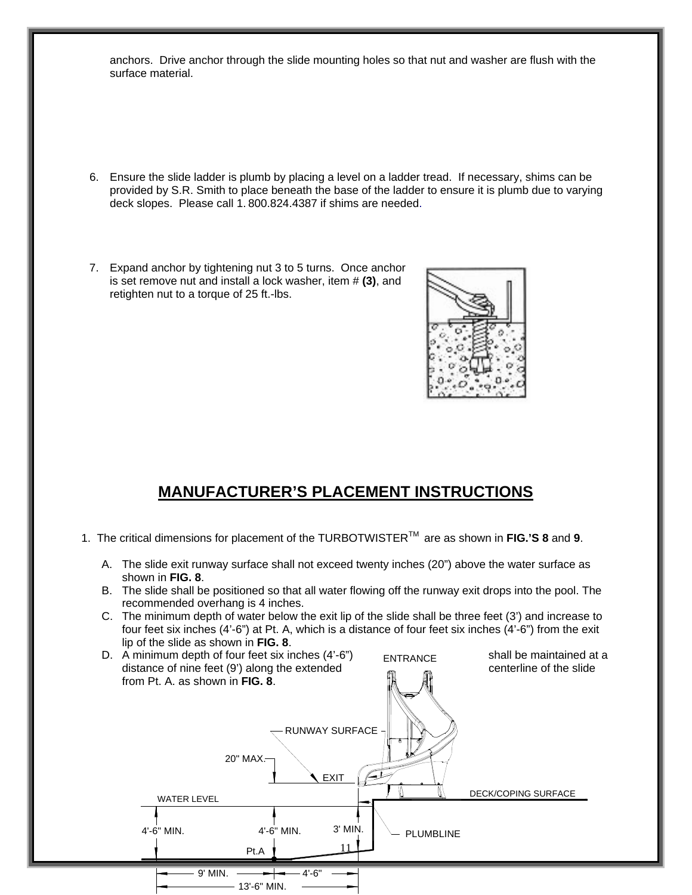anchors. Drive anchor through the slide mounting holes so that nut and washer are flush with the surface material.

6. Ensure the slide ladder is plumb by placing a level on a ladder tread. If necessary, shims can be provided by S.R. Smith to place beneath the base of the ladder to ensure it is plumb due to varying deck slopes. Please call 1. 800.824.4387 if shims are needed.

7. Expand anchor by tightening nut 3 to 5 turns. Once anchor is set remove nut and install a lock washer, item # **(3)**, and retighten nut to a torque of 25 ft.-lbs.

## MANUFACTURER'S PLACEMENT INSTRUCTIONS

1. The critical dimensions for placement of the TURBOTWISTER™ are as shown in **FIG.'S 8** and **9**.

   A. The slide exit runway surface shall not exceed twenty inches (20") above the water surface as shown in **FIG. 8**.

   B. The slide shall be positioned so that all water flowing off the runway exit drops into the pool. The recommended overhang is 4 inches.

   C. The minimum depth of water below the exit lip of the slide shall be three feet (3') and increase to four feet six inches (4'-6") at Pt. A, which is a distance of four feet six inches (4'-6") from the exit lip of the slide as shown in **FIG. 8**.

   D. A minimum depth of four feet six inches (4'-6") shall be maintained at a distance of nine feet (9') along the extended centerline of the slide from Pt. A. as shown in **FIG. 8**.

ENTRANCE

RUNWAY SURFACE

20" MAX.

EXIT

WATER LEVEL

DECK/COPING SURFACE

4'-6" MIN. 4'-6" MIN. 3' MIN. PLUMBLINE

Pt.A

9' MIN. 4'-6"

13'-6" MIN.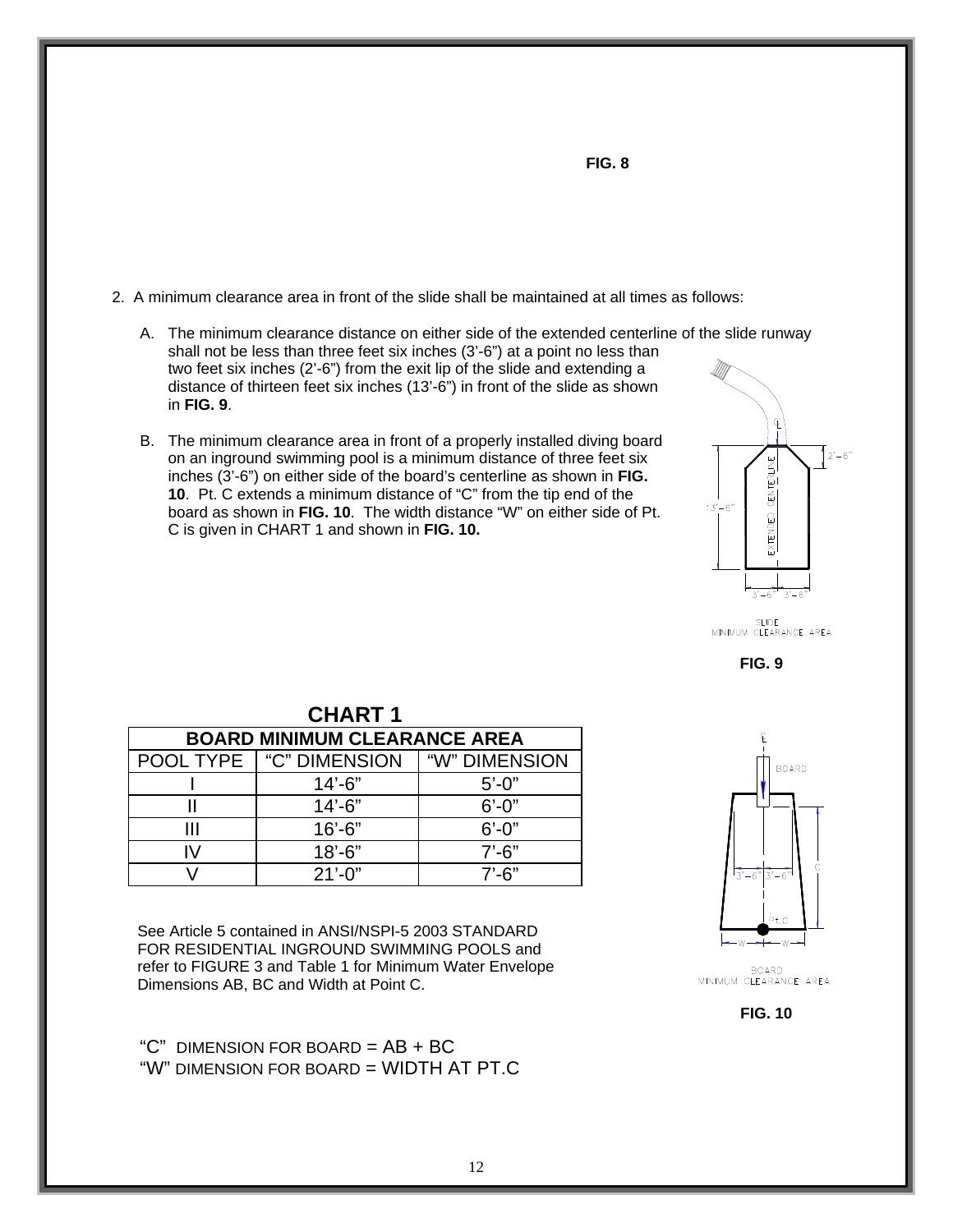**FIG. 8**

2. A minimum clearance area in front of the slide shall be maintained at all times as follows:

   A. The minimum clearance distance on either side of the extended centerline of the slide runway shall not be less than three feet six inches (3'-6") at a point no less than two feet six inches (2'-6") from the exit lip of the slide and extending a distance of thirteen feet six inches (13'-6") in front of the slide as shown in **FIG. 9**.

   B. The minimum clearance area in front of a properly installed diving board on an inground swimming pool is a minimum distance of three feet six inches (3'-6") on either side of the board's centerline as shown in **FIG. 10**. Pt. C extends a minimum distance of "C" from the tip end of the board as shown in **FIG. 10**. The width distance "W" on either side of Pt. C is given in CHART 1 and shown in **FIG. 10.**

SLIDE MINIMUM CLEARANCE AREA

**FIG. 9**

## CHART 1

| BOARD MINIMUM CLEARANCE AREA | | |
|---|---|---|
| POOL TYPE | "C" DIMENSION | "W" DIMENSION |
| I | 14'-6" | 5'-0" |
| II | 14'-6" | 6'-0" |
| III | 16'-6" | 6'-0" |
| IV | 18'-6" | 7'-6" |
| V | 21'-0" | 7'-6" |

See Article 5 contained in ANSI/NSPI-5 2003 STANDARD FOR RESIDENTIAL INGROUND SWIMMING POOLS and refer to FIGURE 3 and Table 1 for Minimum Water Envelope Dimensions AB, BC and Width at Point C.

"C" DIMENSION FOR BOARD = AB + BC
"W" DIMENSION FOR BOARD = WIDTH AT PT.C

BOARD MINIMUM CLEARANCE AREA

**FIG. 10**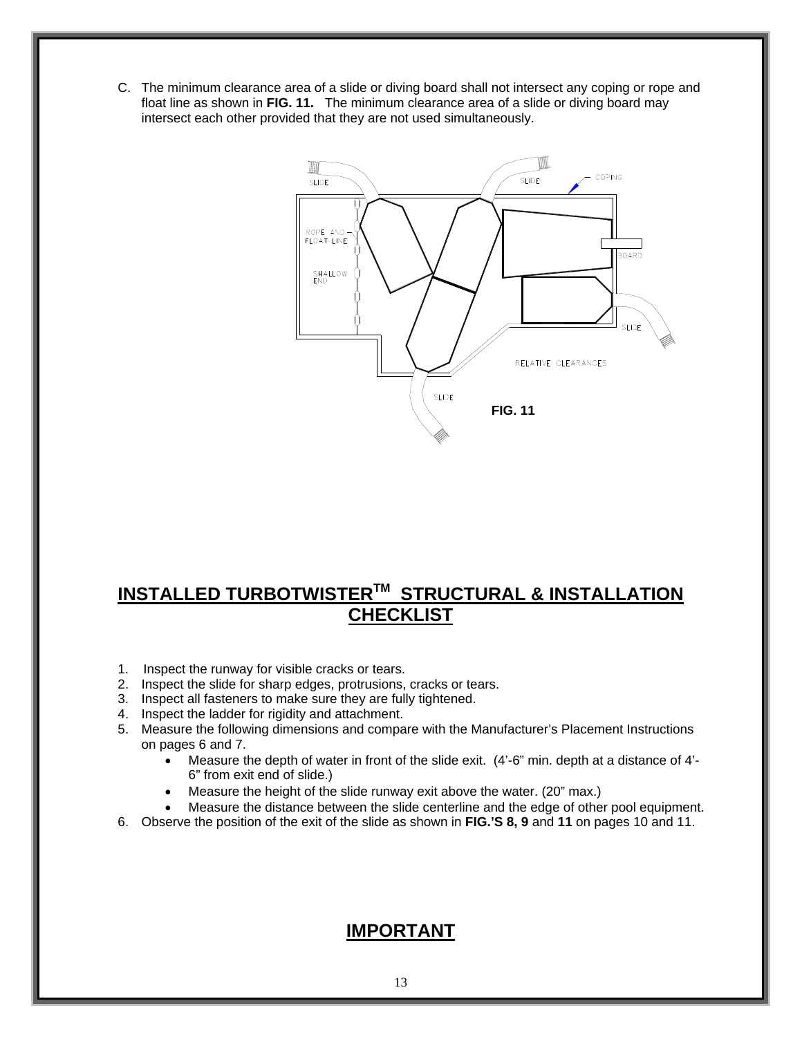C. The minimum clearance area of a slide or diving board shall not intersect any coping or rope and float line as shown in **FIG. 11.** The minimum clearance area of a slide or diving board may intersect each other provided that they are not used simultaneously.

**FIG. 11**

## INSTALLED TURBOTWISTER™ STRUCTURAL & INSTALLATION CHECKLIST

1. Inspect the runway for visible cracks or tears.
2. Inspect the slide for sharp edges, protrusions, cracks or tears.
3. Inspect all fasteners to make sure they are fully tightened.
4. Inspect the ladder for rigidity and attachment.
5. Measure the following dimensions and compare with the Manufacturer's Placement Instructions on pages 6 and 7.
   - Measure the depth of water in front of the slide exit. (4'-6" min. depth at a distance of 4'-6" from exit end of slide.)
   - Measure the height of the slide runway exit above the water. (20" max.)
   - Measure the distance between the slide centerline and the edge of other pool equipment.
6. Observe the position of the exit of the slide as shown in **FIG.'S 8, 9** and **11** on pages 10 and 11.

## IMPORTANT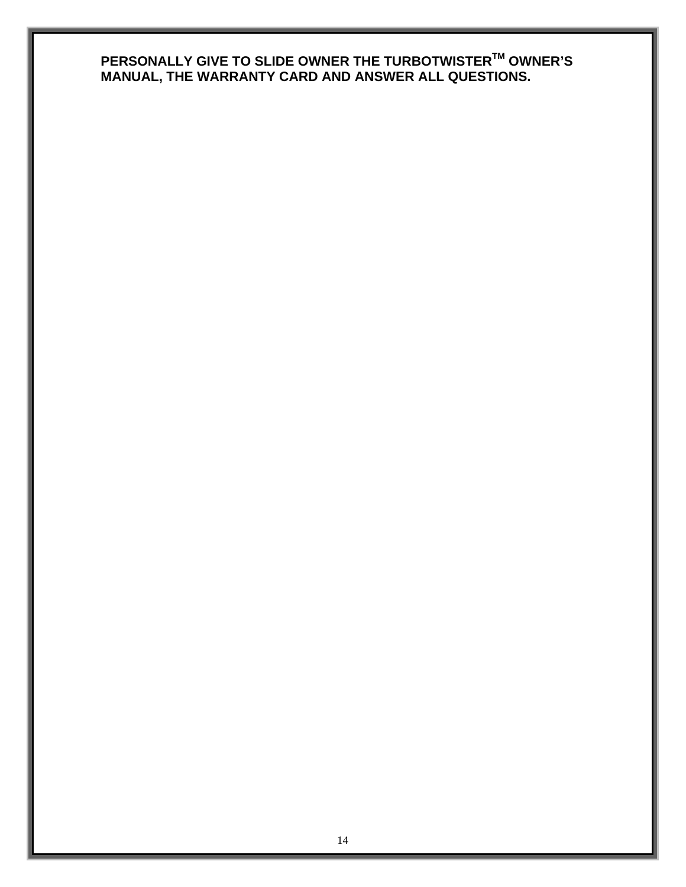**PERSONALLY GIVE TO SLIDE OWNER THE TURBOTWISTER™ OWNER'S MANUAL, THE WARRANTY CARD AND ANSWER ALL QUESTIONS.**